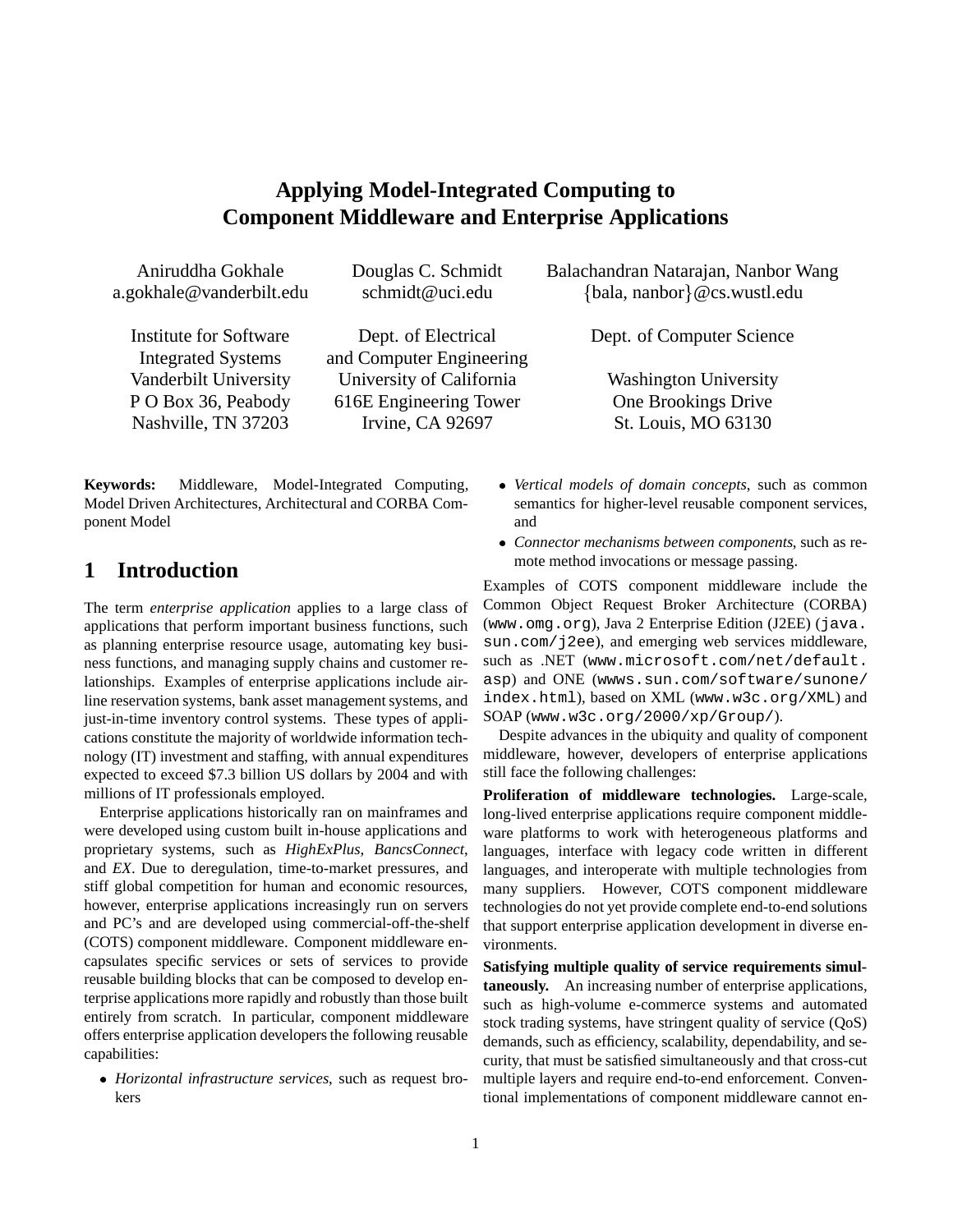# Applying Model-Integrated Computing to Component Middleware and Enterprise Applications

| Aniruddha Gokhale | Douglas C. Schmidt | Balachandran Natarajan, Nanbor Wang |
|---|---|---|
| a.gokhale@vanderbilt.edu | schmidt@uci.edu | {bala, nanbor}@cs.wustl.edu |
| Institute for Software Integrated Systems | Dept. of Electrical and Computer Engineering | Dept. of Computer Science |
| Vanderbilt University | University of California | Washington University |
| P O Box 36, Peabody | 616E Engineering Tower | One Brookings Drive |
| Nashville, TN 37203 | Irvine, CA 92697 | St. Louis, MO 63130 |

**Keywords:** Middleware, Model-Integrated Computing, Model Driven Architectures, Architectural and CORBA Component Model

## 1 Introduction

The term *enterprise application* applies to a large class of applications that perform important business functions, such as planning enterprise resource usage, automating key business functions, and managing supply chains and customer relationships. Examples of enterprise applications include airline reservation systems, bank asset management systems, and just-in-time inventory control systems. These types of applications constitute the majority of worldwide information technology (IT) investment and staffing, with annual expenditures expected to exceed $7.3 billion US dollars by 2004 and with millions of IT professionals employed.

Enterprise applications historically ran on mainframes and were developed using custom built in-house applications and proprietary systems, such as *HighExPlus*, *BancsConnect*, and *EX*. Due to deregulation, time-to-market pressures, and stiff global competition for human and economic resources, however, enterprise applications increasingly run on servers and PC's and are developed using commercial-off-the-shelf (COTS) component middleware. Component middleware encapsulates specific services or sets of services to provide reusable building blocks that can be composed to develop enterprise applications more rapidly and robustly than those built entirely from scratch. In particular, component middleware offers enterprise application developers the following reusable capabilities:

- *Horizontal infrastructure services*, such as request brokers
- *Vertical models of domain concepts*, such as common semantics for higher-level reusable component services, and
- *Connector mechanisms between components*, such as remote method invocations or message passing.

Examples of COTS component middleware include the Common Object Request Broker Architecture (CORBA) (`www.omg.org`), Java 2 Enterprise Edition (J2EE) (`java.sun.com/j2ee`), and emerging web services middleware, such as .NET (`www.microsoft.com/net/default.asp`) and ONE (`wwws.sun.com/software/sunone/index.html`), based on XML (`www.w3c.org/XML`) and SOAP (`www.w3c.org/2000/xp/Group/`).

Despite advances in the ubiquity and quality of component middleware, however, developers of enterprise applications still face the following challenges:

**Proliferation of middleware technologies.** Large-scale, long-lived enterprise applications require component middleware platforms to work with heterogeneous platforms and languages, interface with legacy code written in different languages, and interoperate with multiple technologies from many suppliers. However, COTS component middleware technologies do not yet provide complete end-to-end solutions that support enterprise application development in diverse environments.

**Satisfying multiple quality of service requirements simultaneously.** An increasing number of enterprise applications, such as high-volume e-commerce systems and automated stock trading systems, have stringent quality of service (QoS) demands, such as efficiency, scalability, dependability, and security, that must be satisfied simultaneously and that cross-cut multiple layers and require end-to-end enforcement. Conventional implementations of component middleware cannot en-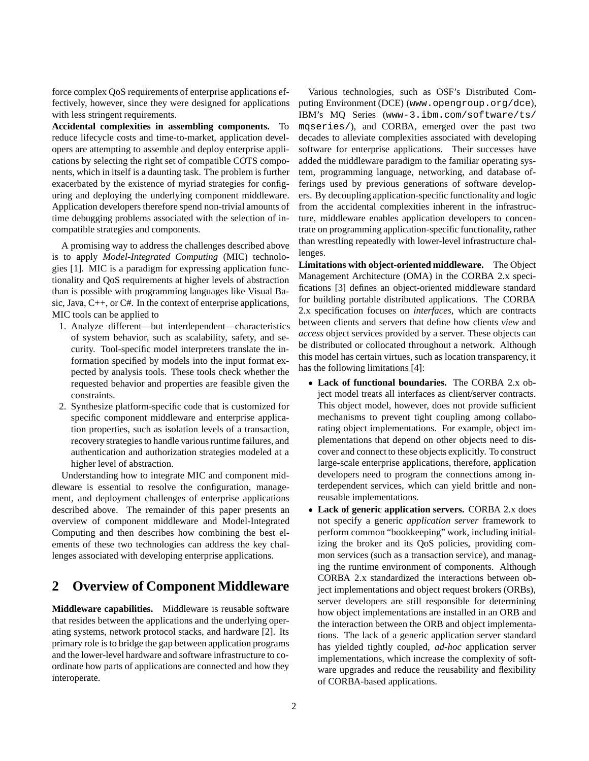force complex QoS requirements of enterprise applications effectively, however, since they were designed for applications with less stringent requirements.

**Accidental complexities in assembling components.** To reduce lifecycle costs and time-to-market, application developers are attempting to assemble and deploy enterprise applications by selecting the right set of compatible COTS components, which in itself is a daunting task. The problem is further exacerbated by the existence of myriad strategies for configuring and deploying the underlying component middleware. Application developers therefore spend non-trivial amounts of time debugging problems associated with the selection of incompatible strategies and components.

A promising way to address the challenges described above is to apply *Model-Integrated Computing* (MIC) technologies [1]. MIC is a paradigm for expressing application functionality and QoS requirements at higher levels of abstraction than is possible with programming languages like Visual Basic, Java, C++, or C#. In the context of enterprise applications, MIC tools can be applied to

1. Analyze different—but interdependent—characteristics of system behavior, such as scalability, safety, and security. Tool-specific model interpreters translate the information specified by models into the input format expected by analysis tools. These tools check whether the requested behavior and properties are feasible given the constraints.
2. Synthesize platform-specific code that is customized for specific component middleware and enterprise application properties, such as isolation levels of a transaction, recovery strategies to handle various runtime failures, and authentication and authorization strategies modeled at a higher level of abstraction.

Understanding how to integrate MIC and component middleware is essential to resolve the configuration, management, and deployment challenges of enterprise applications described above. The remainder of this paper presents an overview of component middleware and Model-Integrated Computing and then describes how combining the best elements of these two technologies can address the key challenges associated with developing enterprise applications.

## 2 Overview of Component Middleware

**Middleware capabilities.** Middleware is reusable software that resides between the applications and the underlying operating systems, network protocol stacks, and hardware [2]. Its primary role is to bridge the gap between application programs and the lower-level hardware and software infrastructure to coordinate how parts of applications are connected and how they interoperate.

Various technologies, such as OSF's Distributed Computing Environment (DCE) (`www.opengroup.org/dce`), IBM's MQ Series (`www-3.ibm.com/software/ts/mqseries/`), and CORBA, emerged over the past two decades to alleviate complexities associated with developing software for enterprise applications. Their successes have added the middleware paradigm to the familiar operating system, programming language, networking, and database offerings used by previous generations of software developers. By decoupling application-specific functionality and logic from the accidental complexities inherent in the infrastructure, middleware enables application developers to concentrate on programming application-specific functionality, rather than wrestling repeatedly with lower-level infrastructure challenges.

**Limitations with object-oriented middleware.** The Object Management Architecture (OMA) in the CORBA 2.x specifications [3] defines an object-oriented middleware standard for building portable distributed applications. The CORBA 2.x specification focuses on *interfaces*, which are contracts between clients and servers that define how clients *view* and *access* object services provided by a server. These objects can be distributed or collocated throughout a network. Although this model has certain virtues, such as location transparency, it has the following limitations [4]:

- **Lack of functional boundaries.** The CORBA 2.x object model treats all interfaces as client/server contracts. This object model, however, does not provide sufficient mechanisms to prevent tight coupling among collaborating object implementations. For example, object implementations that depend on other objects need to discover and connect to these objects explicitly. To construct large-scale enterprise applications, therefore, application developers need to program the connections among interdependent services, which can yield brittle and non-reusable implementations.
- **Lack of generic application servers.** CORBA 2.x does not specify a generic *application server* framework to perform common "bookkeeping" work, including initializing the broker and its QoS policies, providing common services (such as a transaction service), and managing the runtime environment of components. Although CORBA 2.x standardized the interactions between object implementations and object request brokers (ORBs), server developers are still responsible for determining how object implementations are installed in an ORB and the interaction between the ORB and object implementations. The lack of a generic application server standard has yielded tightly coupled, *ad-hoc* application server implementations, which increase the complexity of software upgrades and reduce the reusability and flexibility of CORBA-based applications.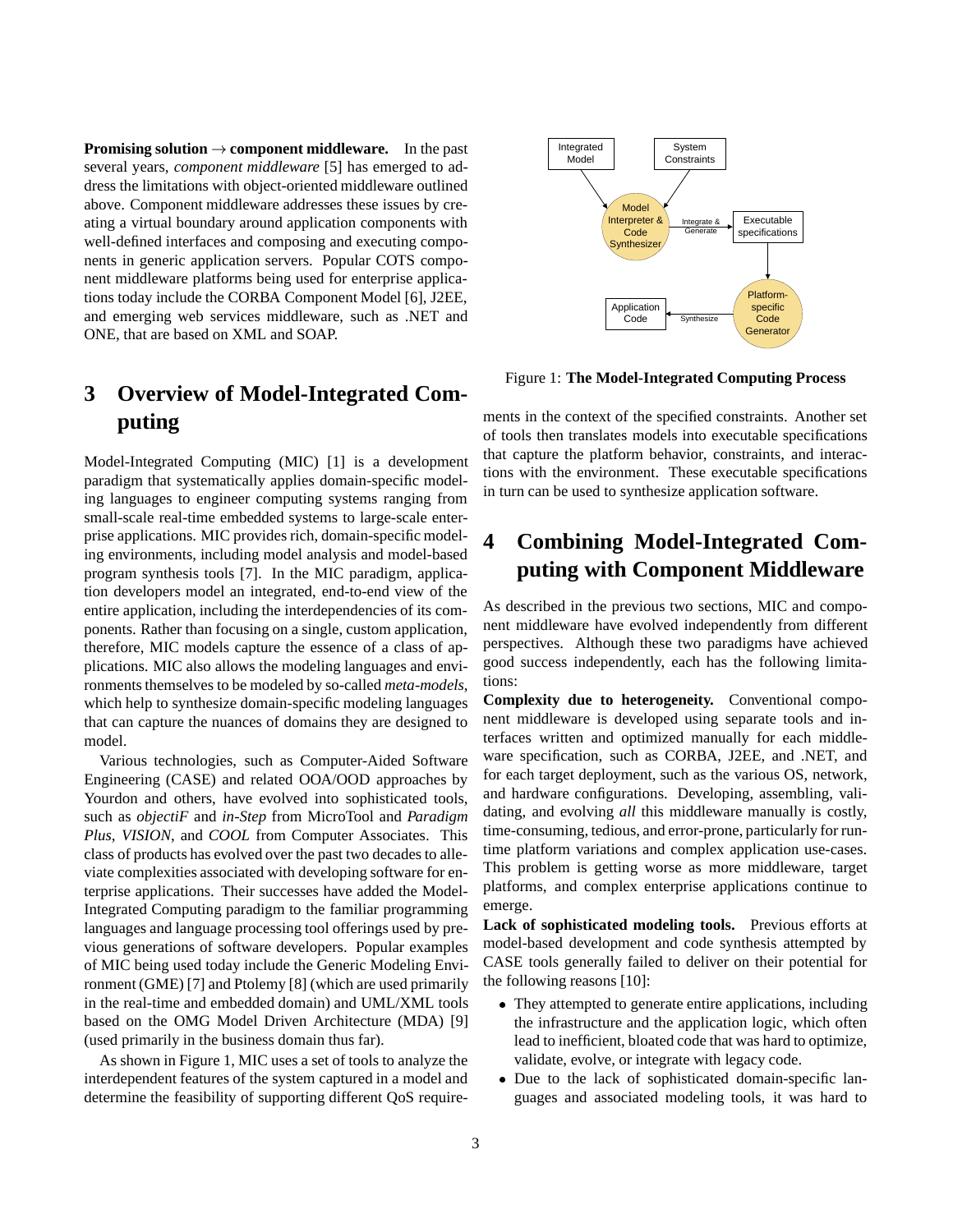**Promising solution → component middleware.** In the past several years, *component middleware* [5] has emerged to address the limitations with object-oriented middleware outlined above. Component middleware addresses these issues by creating a virtual boundary around application components with well-defined interfaces and composing and executing components in generic application servers. Popular COTS component middleware platforms being used for enterprise applications today include the CORBA Component Model [6], J2EE, and emerging web services middleware, such as .NET and ONE, that are based on XML and SOAP.

# 3 Overview of Model-Integrated Computing

Model-Integrated Computing (MIC) [1] is a development paradigm that systematically applies domain-specific modeling languages to engineer computing systems ranging from small-scale real-time embedded systems to large-scale enterprise applications. MIC provides rich, domain-specific modeling environments, including model analysis and model-based program synthesis tools [7]. In the MIC paradigm, application developers model an integrated, end-to-end view of the entire application, including the interdependencies of its components. Rather than focusing on a single, custom application, therefore, MIC models capture the essence of a class of applications. MIC also allows the modeling languages and environments themselves to be modeled by so-called *meta-models*, which help to synthesize domain-specific modeling languages that can capture the nuances of domains they are designed to model.

Various technologies, such as Computer-Aided Software Engineering (CASE) and related OOA/OOD approaches by Yourdon and others, have evolved into sophisticated tools, such as *objectiF* and *in-Step* from MicroTool and *Paradigm Plus*, *VISION*, and *COOL* from Computer Associates. This class of products has evolved over the past two decades to alleviate complexities associated with developing software for enterprise applications. Their successes have added the Model-Integrated Computing paradigm to the familiar programming languages and language processing tool offerings used by previous generations of software developers. Popular examples of MIC being used today include the Generic Modeling Environment (GME) [7] and Ptolemy [8] (which are used primarily in the real-time and embedded domain) and UML/XML tools based on the OMG Model Driven Architecture (MDA) [9] (used primarily in the business domain thus far).

As shown in Figure 1, MIC uses a set of tools to analyze the interdependent features of the system captured in a model and determine the feasibility of supporting different QoS requirements in the context of the specified constraints. Another set of tools then translates models into executable specifications that capture the platform behavior, constraints, and interactions with the environment. These executable specifications in turn can be used to synthesize application software.

Integrated Model
System Constraints
Model Interpreter & Code Synthesizer
Integrate & Generate
Executable specifications
Platform-specific Code Generator
Synthesize
Application Code

Figure 1: **The Model-Integrated Computing Process**

# 4 Combining Model-Integrated Computing with Component Middleware

As described in the previous two sections, MIC and component middleware have evolved independently from different perspectives. Although these two paradigms have achieved good success independently, each has the following limitations:

**Complexity due to heterogeneity.** Conventional component middleware is developed using separate tools and interfaces written and optimized manually for each middleware specification, such as CORBA, J2EE, and .NET, and for each target deployment, such as the various OS, network, and hardware configurations. Developing, assembling, validating, and evolving *all* this middleware manually is costly, time-consuming, tedious, and error-prone, particularly for runtime platform variations and complex application use-cases. This problem is getting worse as more middleware, target platforms, and complex enterprise applications continue to emerge.

**Lack of sophisticated modeling tools.** Previous efforts at model-based development and code synthesis attempted by CASE tools generally failed to deliver on their potential for the following reasons [10]:

- They attempted to generate entire applications, including the infrastructure and the application logic, which often lead to inefficient, bloated code that was hard to optimize, validate, evolve, or integrate with legacy code.
- Due to the lack of sophisticated domain-specific languages and associated modeling tools, it was hard to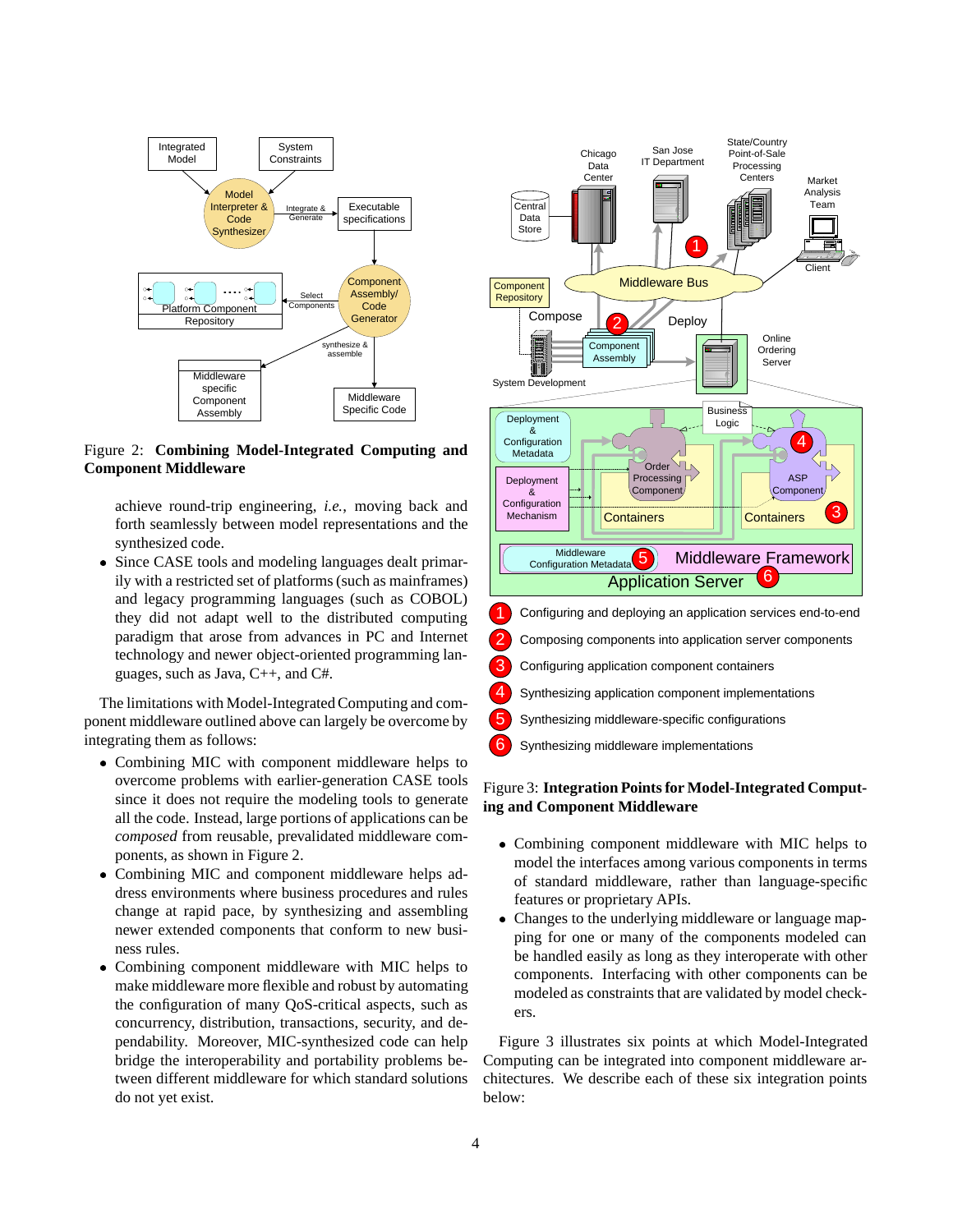Figure 2: **Combining Model-Integrated Computing and Component Middleware**

achieve round-trip engineering, *i.e.*, moving back and forth seamlessly between model representations and the synthesized code.

- Since CASE tools and modeling languages dealt primarily with a restricted set of platforms (such as mainframes) and legacy programming languages (such as COBOL) they did not adapt well to the distributed computing paradigm that arose from advances in PC and Internet technology and newer object-oriented programming languages, such as Java, C++, and C#.

The limitations with Model-Integrated Computing and component middleware outlined above can largely be overcome by integrating them as follows:

- Combining MIC with component middleware helps to overcome problems with earlier-generation CASE tools since it does not require the modeling tools to generate all the code. Instead, large portions of applications can be *composed* from reusable, prevalidated middleware components, as shown in Figure 2.
- Combining MIC and component middleware helps address environments where business procedures and rules change at rapid pace, by synthesizing and assembling newer extended components that conform to new business rules.
- Combining component middleware with MIC helps to make middleware more flexible and robust by automating the configuration of many QoS-critical aspects, such as concurrency, distribution, transactions, security, and dependability. Moreover, MIC-synthesized code can help bridge the interoperability and portability problems between different middleware for which standard solutions do not yet exist.

1. Configuring and deploying an application services end-to-end
2. Composing components into application server components
3. Configuring application component containers
4. Synthesizing application component implementations
5. Synthesizing middleware-specific configurations
6. Synthesizing middleware implementations

Figure 3: **Integration Points for Model-Integrated Computing and Component Middleware**

- Combining component middleware with MIC helps to model the interfaces among various components in terms of standard middleware, rather than language-specific features or proprietary APIs.
- Changes to the underlying middleware or language mapping for one or many of the components modeled can be handled easily as long as they interoperate with other components. Interfacing with other components can be modeled as constraints that are validated by model checkers.

Figure 3 illustrates six points at which Model-Integrated Computing can be integrated into component middleware architectures. We describe each of these six integration points below: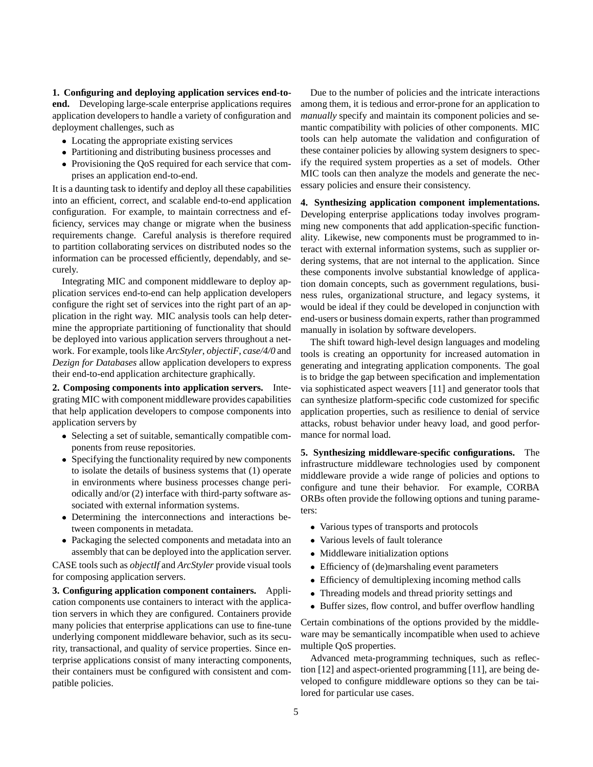**1. Configuring and deploying application services end-to-end.** Developing large-scale enterprise applications requires application developers to handle a variety of configuration and deployment challenges, such as

- Locating the appropriate existing services
- Partitioning and distributing business processes and
- Provisioning the QoS required for each service that comprises an application end-to-end.

It is a daunting task to identify and deploy all these capabilities into an efficient, correct, and scalable end-to-end application configuration. For example, to maintain correctness and efficiency, services may change or migrate when the business requirements change. Careful analysis is therefore required to partition collaborating services on distributed nodes so the information can be processed efficiently, dependably, and securely.

Integrating MIC and component middleware to deploy application services end-to-end can help application developers configure the right set of services into the right part of an application in the right way. MIC analysis tools can help determine the appropriate partitioning of functionality that should be deployed into various application servers throughout a network. For example, tools like *ArcStyler*, *objectiF*, *case/4/0* and *Dezign for Databases* allow application developers to express their end-to-end application architecture graphically.

**2. Composing components into application servers.** Integrating MIC with component middleware provides capabilities that help application developers to compose components into application servers by

- Selecting a set of suitable, semantically compatible components from reuse repositories.
- Specifying the functionality required by new components to isolate the details of business systems that (1) operate in environments where business processes change periodically and/or (2) interface with third-party software associated with external information systems.
- Determining the interconnections and interactions between components in metadata.
- Packaging the selected components and metadata into an assembly that can be deployed into the application server.

CASE tools such as *objectIf* and *ArcStyler* provide visual tools for composing application servers.

**3. Configuring application component containers.** Application components use containers to interact with the application servers in which they are configured. Containers provide many policies that enterprise applications can use to fine-tune underlying component middleware behavior, such as its security, transactional, and quality of service properties. Since enterprise applications consist of many interacting components, their containers must be configured with consistent and compatible policies.

Due to the number of policies and the intricate interactions among them, it is tedious and error-prone for an application to *manually* specify and maintain its component policies and semantic compatibility with policies of other components. MIC tools can help automate the validation and configuration of these container policies by allowing system designers to specify the required system properties as a set of models. Other MIC tools can then analyze the models and generate the necessary policies and ensure their consistency.

**4. Synthesizing application component implementations.** Developing enterprise applications today involves programming new components that add application-specific functionality. Likewise, new components must be programmed to interact with external information systems, such as supplier ordering systems, that are not internal to the application. Since these components involve substantial knowledge of application domain concepts, such as government regulations, business rules, organizational structure, and legacy systems, it would be ideal if they could be developed in conjunction with end-users or business domain experts, rather than programmed manually in isolation by software developers.

The shift toward high-level design languages and modeling tools is creating an opportunity for increased automation in generating and integrating application components. The goal is to bridge the gap between specification and implementation via sophisticated aspect weavers [11] and generator tools that can synthesize platform-specific code customized for specific application properties, such as resilience to denial of service attacks, robust behavior under heavy load, and good performance for normal load.

**5. Synthesizing middleware-specific configurations.** The infrastructure middleware technologies used by component middleware provide a wide range of policies and options to configure and tune their behavior. For example, CORBA ORBs often provide the following options and tuning parameters:

- Various types of transports and protocols
- Various levels of fault tolerance
- Middleware initialization options
- Efficiency of (de)marshaling event parameters
- Efficiency of demultiplexing incoming method calls
- Threading models and thread priority settings and
- Buffer sizes, flow control, and buffer overflow handling

Certain combinations of the options provided by the middleware may be semantically incompatible when used to achieve multiple QoS properties.

Advanced meta-programming techniques, such as reflection [12] and aspect-oriented programming [11], are being developed to configure middleware options so they can be tailored for particular use cases.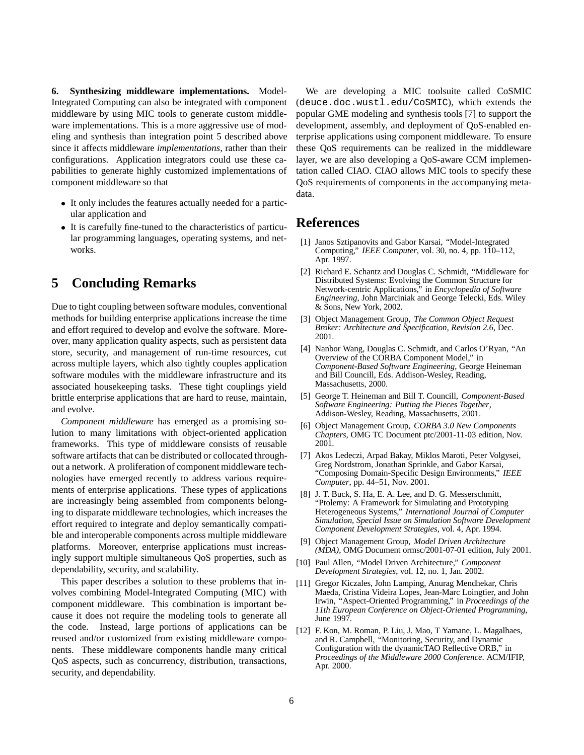**6. Synthesizing middleware implementations.** Model-Integrated Computing can also be integrated with component middleware by using MIC tools to generate custom middleware implementations. This is a more aggressive use of modeling and synthesis than integration point 5 described above since it affects middleware *implementations*, rather than their configurations. Application integrators could use these capabilities to generate highly customized implementations of component middleware so that

- It only includes the features actually needed for a particular application and
- It is carefully fine-tuned to the characteristics of particular programming languages, operating systems, and networks.

# 5 Concluding Remarks

Due to tight coupling between software modules, conventional methods for building enterprise applications increase the time and effort required to develop and evolve the software. Moreover, many application quality aspects, such as persistent data store, security, and management of run-time resources, cut across multiple layers, which also tightly couples application software modules with the middleware infrastructure and its associated housekeeping tasks. These tight couplings yield brittle enterprise applications that are hard to reuse, maintain, and evolve.

*Component middleware* has emerged as a promising solution to many limitations with object-oriented application frameworks. This type of middleware consists of reusable software artifacts that can be distributed or collocated throughout a network. A proliferation of component middleware technologies have emerged recently to address various requirements of enterprise applications. These types of applications are increasingly being assembled from components belonging to disparate middleware technologies, which increases the effort required to integrate and deploy semantically compatible and interoperable components across multiple middleware platforms. Moreover, enterprise applications must increasingly support multiple simultaneous QoS properties, such as dependability, security, and scalability.

This paper describes a solution to these problems that involves combining Model-Integrated Computing (MIC) with component middleware. This combination is important because it does not require the modeling tools to generate all the code. Instead, large portions of applications can be reused and/or customized from existing middleware components. These middleware components handle many critical QoS aspects, such as concurrency, distribution, transactions, security, and dependability.

We are developing a MIC toolsuite called CoSMIC (`deuce.doc.wustl.edu/CoSMIC`), which extends the popular GME modeling and synthesis tools [7] to support the development, assembly, and deployment of QoS-enabled enterprise applications using component middleware. To ensure these QoS requirements can be realized in the middleware layer, we are also developing a QoS-aware CCM implementation called CIAO. CIAO allows MIC tools to specify these QoS requirements of components in the accompanying metadata.

# References

[1] Janos Sztipanovits and Gabor Karsai, "Model-Integrated Computing," *IEEE Computer*, vol. 30, no. 4, pp. 110–112, Apr. 1997.

[2] Richard E. Schantz and Douglas C. Schmidt, "Middleware for Distributed Systems: Evolving the Common Structure for Network-centric Applications," in *Encyclopedia of Software Engineering*, John Marciniak and George Telecki, Eds. Wiley & Sons, New York, 2002.

[3] Object Management Group, *The Common Object Request Broker: Architecture and Specification, Revision 2.6*, Dec. 2001.

[4] Nanbor Wang, Douglas C. Schmidt, and Carlos O'Ryan, "An Overview of the CORBA Component Model," in *Component-Based Software Engineering*, George Heineman and Bill Councill, Eds. Addison-Wesley, Reading, Massachusetts, 2000.

[5] George T. Heineman and Bill T. Councill, *Component-Based Software Engineering: Putting the Pieces Together*, Addison-Wesley, Reading, Massachusetts, 2001.

[6] Object Management Group, *CORBA 3.0 New Components Chapters*, OMG TC Document ptc/2001-11-03 edition, Nov. 2001.

[7] Akos Ledeczi, Arpad Bakay, Miklos Maroti, Peter Volgysei, Greg Nordstrom, Jonathan Sprinkle, and Gabor Karsai, "Composing Domain-Specific Design Environments," *IEEE Computer*, pp. 44–51, Nov. 2001.

[8] J. T. Buck, S. Ha, E. A. Lee, and D. G. Messerschmitt, "Ptolemy: A Framework for Simulating and Prototyping Heterogeneous Systems," *International Journal of Computer Simulation, Special Issue on Simulation Software Development Component Development Strategies*, vol. 4, Apr. 1994.

[9] Object Management Group, *Model Driven Architecture (MDA)*, OMG Document ormsc/2001-07-01 edition, July 2001.

[10] Paul Allen, "Model Driven Architecture," *Component Development Strategies*, vol. 12, no. 1, Jan. 2002.

[11] Gregor Kiczales, John Lamping, Anurag Mendhekar, Chris Maeda, Cristina Videira Lopes, Jean-Marc Loingtier, and John Irwin, "Aspect-Oriented Programming," in *Proceedings of the 11th European Conference on Object-Oriented Programming*, June 1997.

[12] F. Kon, M. Roman, P. Liu, J. Mao, T Yamane, L. Magalhaes, and R. Campbell, "Monitoring, Security, and Dynamic Configuration with the dynamicTAO Reflective ORB," in *Proceedings of the Middleware 2000 Conference*. ACM/IFIP, Apr. 2000.